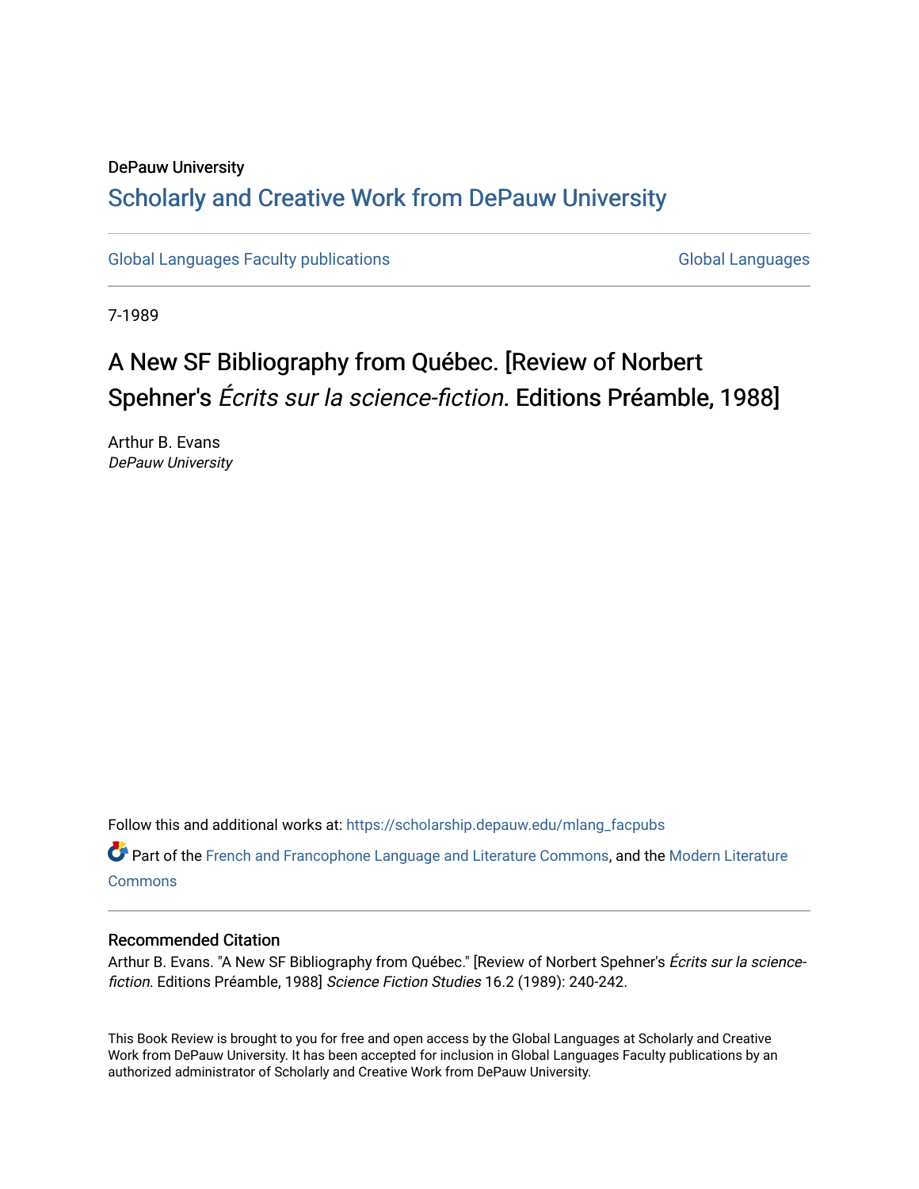DePauw University

# Scholarly and Creative Work from DePauw University

Global Languages Faculty publications

Global Languages

7-1989

## A New SF Bibliography from Québec. [Review of Norbert Spehner's *Écrits sur la science-fiction*. Editions Préamble, 1988]

Arthur B. Evans
*DePauw University*

Follow this and additional works at: https://scholarship.depauw.edu/mlang_facpubs

Part of the French and Francophone Language and Literature Commons, and the Modern Literature Commons

### Recommended Citation

Arthur B. Evans. "A New SF Bibliography from Québec." [Review of Norbert Spehner's *Écrits sur la science-fiction*. Editions Préamble, 1988] *Science Fiction Studies* 16.2 (1989): 240-242.

This Book Review is brought to you for free and open access by the Global Languages at Scholarly and Creative Work from DePauw University. It has been accepted for inclusion in Global Languages Faculty publications by an authorized administrator of Scholarly and Creative Work from DePauw University.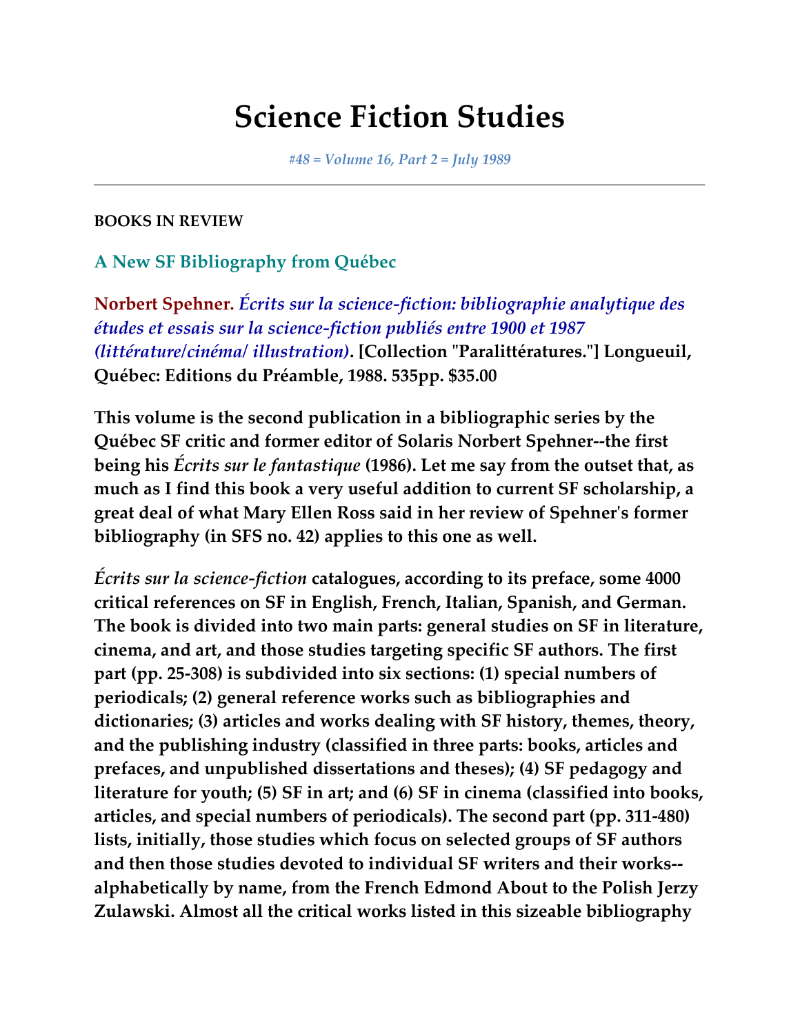# Science Fiction Studies

*#48 = Volume 16, Part 2 = July 1989*

---

**BOOKS IN REVIEW**

### A New SF Bibliography from Québec

**Norbert Spehner. *Écrits sur la science-fiction: bibliographie analytique des études et essais sur la science-fiction publiés entre 1900 et 1987 (littérature/cinéma/ illustration)*. [Collection "Paralittératures."] Longueuil, Québec: Editions du Préamble, 1988. 535pp. $35.00**

**This volume is the second publication in a bibliographic series by the Québec SF critic and former editor of Solaris Norbert Spehner--the first being his *Écrits sur le fantastique* (1986). Let me say from the outset that, as much as I find this book a very useful addition to current SF scholarship, a great deal of what Mary Ellen Ross said in her review of Spehner's former bibliography (in SFS no. 42) applies to this one as well.**

***Écrits sur la science-fiction* catalogues, according to its preface, some 4000 critical references on SF in English, French, Italian, Spanish, and German. The book is divided into two main parts: general studies on SF in literature, cinema, and art, and those studies targeting specific SF authors. The first part (pp. 25-308) is subdivided into six sections: (1) special numbers of periodicals; (2) general reference works such as bibliographies and dictionaries; (3) articles and works dealing with SF history, themes, theory, and the publishing industry (classified in three parts: books, articles and prefaces, and unpublished dissertations and theses); (4) SF pedagogy and literature for youth; (5) SF in art; and (6) SF in cinema (classified into books, articles, and special numbers of periodicals). The second part (pp. 311-480) lists, initially, those studies which focus on selected groups of SF authors and then those studies devoted to individual SF writers and their works--alphabetically by name, from the French Edmond About to the Polish Jerzy Zulawski. Almost all the critical works listed in this sizeable bibliography**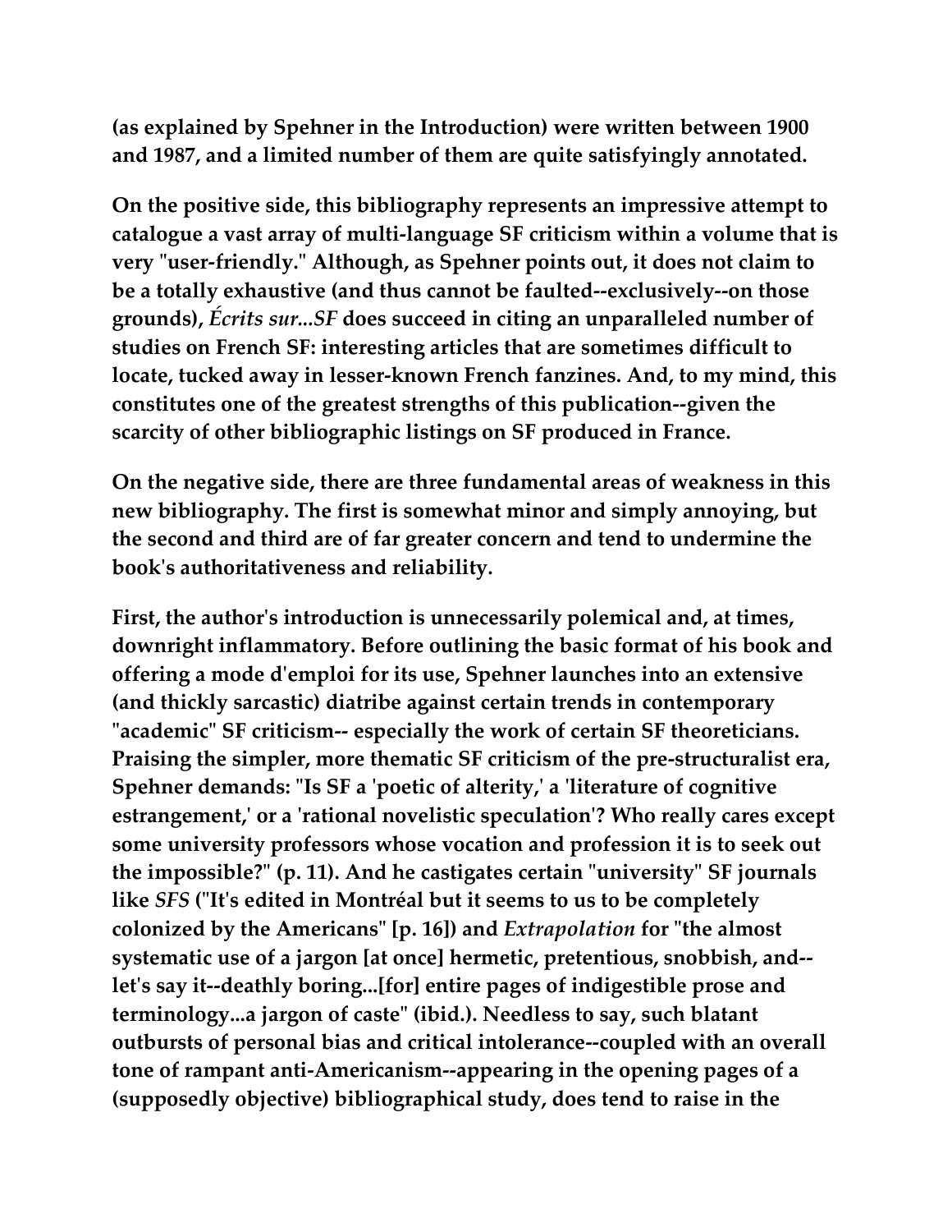(as explained by Spehner in the Introduction) were written between 1900 and 1987, and a limited number of them are quite satisfyingly annotated.

On the positive side, this bibliography represents an impressive attempt to catalogue a vast array of multi-language SF criticism within a volume that is very "user-friendly." Although, as Spehner points out, it does not claim to be a totally exhaustive (and thus cannot be faulted--exclusively--on those grounds), *Écrits sur...SF* does succeed in citing an unparalleled number of studies on French SF: interesting articles that are sometimes difficult to locate, tucked away in lesser-known French fanzines. And, to my mind, this constitutes one of the greatest strengths of this publication--given the scarcity of other bibliographic listings on SF produced in France.

On the negative side, there are three fundamental areas of weakness in this new bibliography. The first is somewhat minor and simply annoying, but the second and third are of far greater concern and tend to undermine the book's authoritativeness and reliability.

First, the author's introduction is unnecessarily polemical and, at times, downright inflammatory. Before outlining the basic format of his book and offering a mode d'emploi for its use, Spehner launches into an extensive (and thickly sarcastic) diatribe against certain trends in contemporary "academic" SF criticism-- especially the work of certain SF theoreticians. Praising the simpler, more thematic SF criticism of the pre-structuralist era, Spehner demands: "Is SF a 'poetic of alterity,' a 'literature of cognitive estrangement,' or a 'rational novelistic speculation'? Who really cares except some university professors whose vocation and profession it is to seek out the impossible?" (p. 11). And he castigates certain "university" SF journals like *SFS* ("It's edited in Montréal but it seems to us to be completely colonized by the Americans" [p. 16]) and *Extrapolation* for "the almost systematic use of a jargon [at once] hermetic, pretentious, snobbish, and--let's say it--deathly boring...[for] entire pages of indigestible prose and terminology...a jargon of caste" (ibid.). Needless to say, such blatant outbursts of personal bias and critical intolerance--coupled with an overall tone of rampant anti-Americanism--appearing in the opening pages of a (supposedly objective) bibliographical study, does tend to raise in the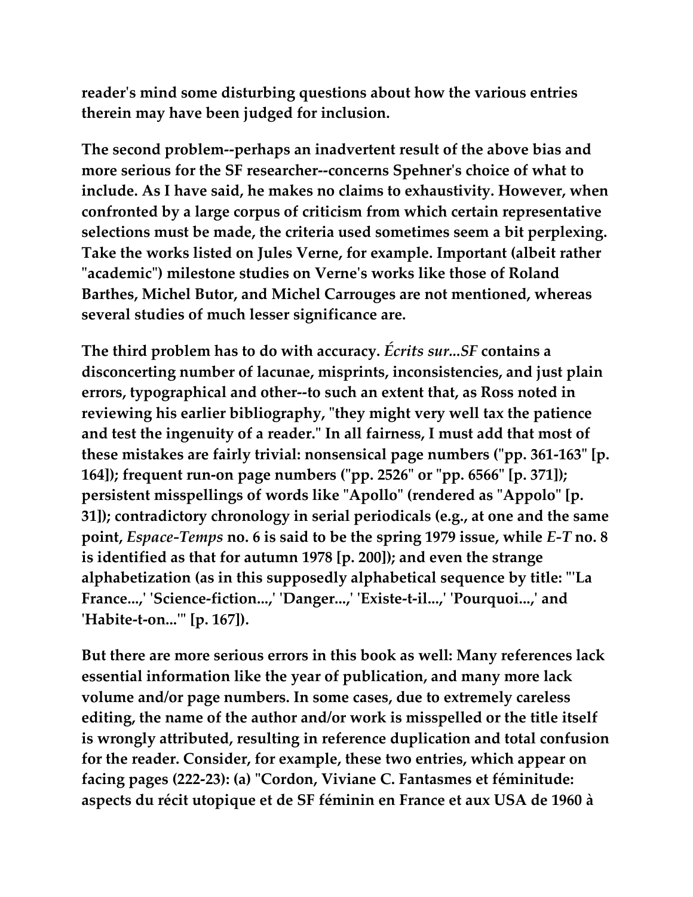reader's mind some disturbing questions about how the various entries therein may have been judged for inclusion.

The second problem--perhaps an inadvertent result of the above bias and more serious for the SF researcher--concerns Spehner's choice of what to include. As I have said, he makes no claims to exhaustivity. However, when confronted by a large corpus of criticism from which certain representative selections must be made, the criteria used sometimes seem a bit perplexing. Take the works listed on Jules Verne, for example. Important (albeit rather "academic") milestone studies on Verne's works like those of Roland Barthes, Michel Butor, and Michel Carrouges are not mentioned, whereas several studies of much lesser significance are.

The third problem has to do with accuracy. *Écrits sur...SF* contains a disconcerting number of lacunae, misprints, inconsistencies, and just plain errors, typographical and other--to such an extent that, as Ross noted in reviewing his earlier bibliography, "they might very well tax the patience and test the ingenuity of a reader." In all fairness, I must add that most of these mistakes are fairly trivial: nonsensical page numbers ("pp. 361-163" [p. 164]); frequent run-on page numbers ("pp. 2526" or "pp. 6566" [p. 371]); persistent misspellings of words like "Apollo" (rendered as "Appolo" [p. 31]); contradictory chronology in serial periodicals (e.g., at one and the same point, *Espace-Temps* no. 6 is said to be the spring 1979 issue, while *E-T* no. 8 is identified as that for autumn 1978 [p. 200]); and even the strange alphabetization (as in this supposedly alphabetical sequence by title: "'La France...,' 'Science-fiction...,' 'Danger...,' 'Existe-t-il...,' 'Pourquoi...,' and 'Habite-t-on...'" [p. 167]).

But there are more serious errors in this book as well: Many references lack essential information like the year of publication, and many more lack volume and/or page numbers. In some cases, due to extremely careless editing, the name of the author and/or work is misspelled or the title itself is wrongly attributed, resulting in reference duplication and total confusion for the reader. Consider, for example, these two entries, which appear on facing pages (222-23): (a) "Cordon, Viviane C. Fantasmes et féminitude: aspects du récit utopique et de SF féminin en France et aux USA de 1960 à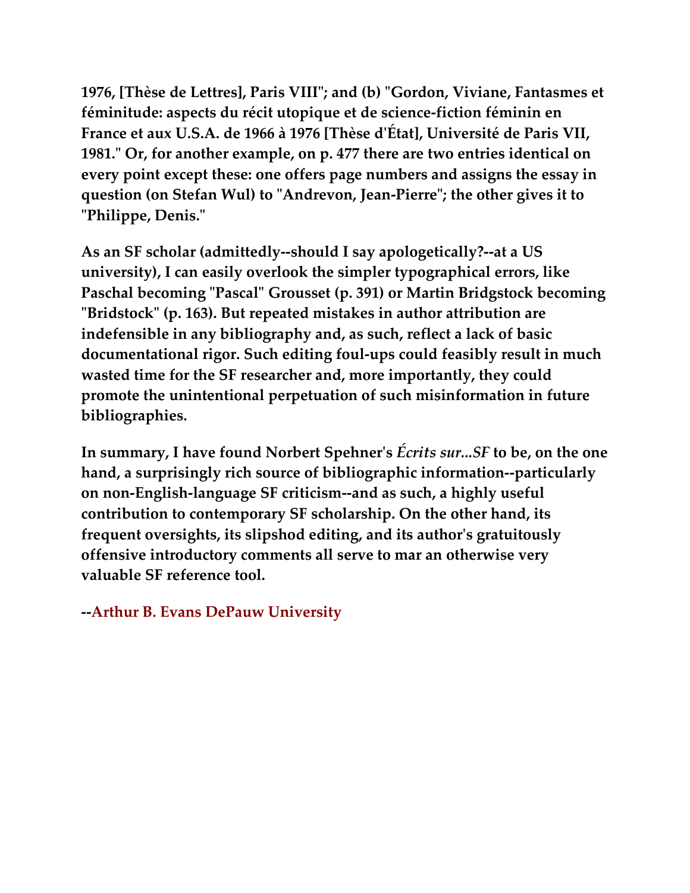1976, [Thèse de Lettres], Paris VIII"; and (b) "Gordon, Viviane, Fantasmes et féminitude: aspects du récit utopique et de science-fiction féminin en France et aux U.S.A. de 1966 à 1976 [Thèse d'État], Université de Paris VII, 1981." Or, for another example, on p. 477 there are two entries identical on every point except these: one offers page numbers and assigns the essay in question (on Stefan Wul) to "Andrevon, Jean-Pierre"; the other gives it to "Philippe, Denis."

As an SF scholar (admittedly--should I say apologetically?--at a US university), I can easily overlook the simpler typographical errors, like Paschal becoming "Pascal" Grousset (p. 391) or Martin Bridgstock becoming "Bridstock" (p. 163). But repeated mistakes in author attribution are indefensible in any bibliography and, as such, reflect a lack of basic documentational rigor. Such editing foul-ups could feasibly result in much wasted time for the SF researcher and, more importantly, they could promote the unintentional perpetuation of such misinformation in future bibliographies.

In summary, I have found Norbert Spehner's *Écrits sur...SF* to be, on the one hand, a surprisingly rich source of bibliographic information--particularly on non-English-language SF criticism--and as such, a highly useful contribution to contemporary SF scholarship. On the other hand, its frequent oversights, its slipshod editing, and its author's gratuitously offensive introductory comments all serve to mar an otherwise very valuable SF reference tool.

--Arthur B. Evans DePauw University